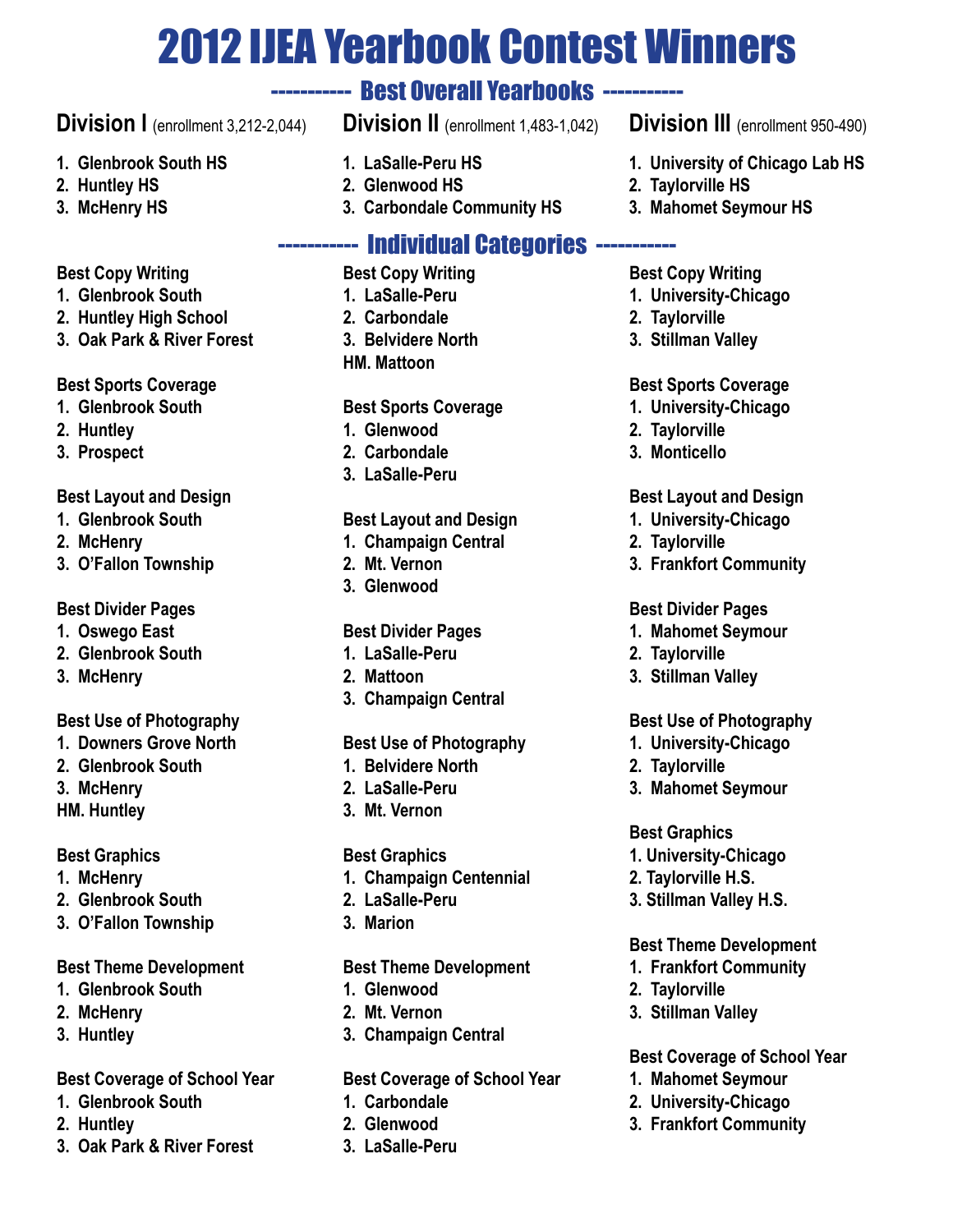# 2012 IJEA Yearbook Contest Winners

## Best Overall Yearbooks

### Division I (enrollment 3,212-2,044)

1. Glenbrook South HS
2. Huntley HS
3. McHenry HS

### Division II (enrollment 1,483-1,042)

1. LaSalle-Peru HS
2. Glenwood HS
3. Carbondale Community HS

### Division III (enrollment 950-490)

1. University of Chicago Lab HS
2. Taylorville HS
3. Mahomet Seymour HS

## Individual Categories

### Division I

**Best Copy Writing**
1. Glenbrook South
2. Huntley High School
3. Oak Park & River Forest

**Best Sports Coverage**
1. Glenbrook South
2. Huntley
3. Prospect

**Best Layout and Design**
1. Glenbrook South
2. McHenry
3. O'Fallon Township

**Best Divider Pages**
1. Oswego East
2. Glenbrook South
3. McHenry

**Best Use of Photography**
1. Downers Grove North
2. Glenbrook South
3. McHenry

HM. Huntley

**Best Graphics**
1. McHenry
2. Glenbrook South
3. O'Fallon Township

**Best Theme Development**
1. Glenbrook South
2. McHenry
3. Huntley

**Best Coverage of School Year**
1. Glenbrook South
2. Huntley
3. Oak Park & River Forest

### Division II

**Best Copy Writing**
1. LaSalle-Peru
2. Carbondale
3. Belvidere North

HM. Mattoon

**Best Sports Coverage**
1. Glenwood
2. Carbondale
3. LaSalle-Peru

**Best Layout and Design**
1. Champaign Central
2. Mt. Vernon
3. Glenwood

**Best Divider Pages**
1. LaSalle-Peru
2. Mattoon
3. Champaign Central

**Best Use of Photography**
1. Belvidere North
2. LaSalle-Peru
3. Mt. Vernon

**Best Graphics**
1. Champaign Centennial
2. LaSalle-Peru
3. Marion

**Best Theme Development**
1. Glenwood
2. Mt. Vernon
3. Champaign Central

**Best Coverage of School Year**
1. Carbondale
2. Glenwood
3. LaSalle-Peru

### Division III

**Best Copy Writing**
1. University-Chicago
2. Taylorville
3. Stillman Valley

**Best Sports Coverage**
1. University-Chicago
2. Taylorville
3. Monticello

**Best Layout and Design**
1. University-Chicago
2. Taylorville
3. Frankfort Community

**Best Divider Pages**
1. Mahomet Seymour
2. Taylorville
3. Stillman Valley

**Best Use of Photography**
1. University-Chicago
2. Taylorville
3. Mahomet Seymour

**Best Graphics**
1. University-Chicago
2. Taylorville H.S.
3. Stillman Valley H.S.

**Best Theme Development**
1. Frankfort Community
2. Taylorville
3. Stillman Valley

**Best Coverage of School Year**
1. Mahomet Seymour
2. University-Chicago
3. Frankfort Community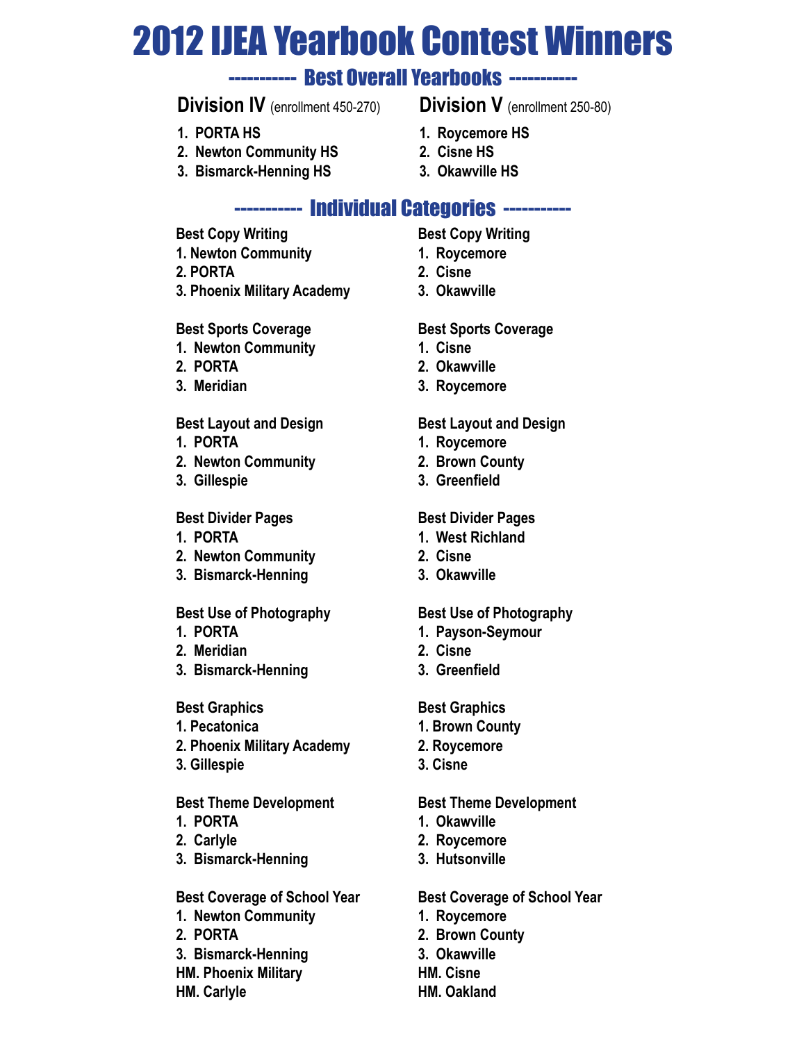# 2012 IJEA Yearbook Contest Winners

## ---------- Best Overall Yearbooks ----------

### Division IV (enrollment 450-270)

1. PORTA HS
2. Newton Community HS
3. Bismarck-Henning HS

### Division V (enrollment 250-80)

1. Roycemore HS
2. Cisne HS
3. Okawville HS

## ---------- Individual Categories ----------

### Division IV

**Best Copy Writing**
1. Newton Community
2. PORTA
3. Phoenix Military Academy

**Best Sports Coverage**
1. Newton Community
2. PORTA
3. Meridian

**Best Layout and Design**
1. PORTA
2. Newton Community
3. Gillespie

**Best Divider Pages**
1. PORTA
2. Newton Community
3. Bismarck-Henning

**Best Use of Photography**
1. PORTA
2. Meridian
3. Bismarck-Henning

**Best Graphics**
1. Pecatonica
2. Phoenix Military Academy
3. Gillespie

**Best Theme Development**
1. PORTA
2. Carlyle
3. Bismarck-Henning

**Best Coverage of School Year**
1. Newton Community
2. PORTA
3. Bismarck-Henning

HM. Phoenix Military
HM. Carlyle

### Division V

**Best Copy Writing**
1. Roycemore
2. Cisne
3. Okawville

**Best Sports Coverage**
1. Cisne
2. Okawville
3. Roycemore

**Best Layout and Design**
1. Roycemore
2. Brown County
3. Greenfield

**Best Divider Pages**
1. West Richland
2. Cisne
3. Okawville

**Best Use of Photography**
1. Payson-Seymour
2. Cisne
3. Greenfield

**Best Graphics**
1. Brown County
2. Roycemore
3. Cisne

**Best Theme Development**
1. Okawville
2. Roycemore
3. Hutsonville

**Best Coverage of School Year**
1. Roycemore
2. Brown County
3. Okawville

HM. Cisne
HM. Oakland